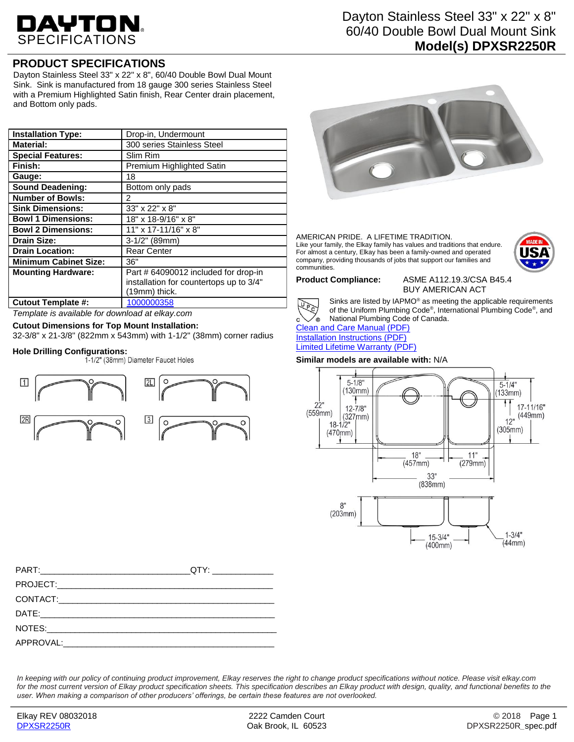# DAYTON SPECIFICATIONS

# Dayton Stainless Steel 33" x 22" x 8" 60/40 Double Bowl Dual Mount Sink
**Model(s) DPXSR2250R**

## PRODUCT SPECIFICATIONS

Dayton Stainless Steel 33" x 22" x 8", 60/40 Double Bowl Dual Mount Sink. Sink is manufactured from 18 gauge 300 series Stainless Steel with a Premium Highlighted Satin finish, Rear Center drain placement, and Bottom only pads.

| | |
|---|---|
| **Installation Type:** | Drop-in, Undermount |
| **Material:** | 300 series Stainless Steel |
| **Special Features:** | Slim Rim |
| **Finish:** | Premium Highlighted Satin |
| **Gauge:** | 18 |
| **Sound Deadening:** | Bottom only pads |
| **Number of Bowls:** | 2 |
| **Sink Dimensions:** | 33" x 22" x 8" |
| **Bowl 1 Dimensions:** | 18" x 18-9/16" x 8" |
| **Bowl 2 Dimensions:** | 11" x 17-11/16" x 8" |
| **Drain Size:** | 3-1/2" (89mm) |
| **Drain Location:** | Rear Center |
| **Minimum Cabinet Size:** | 36" |
| **Mounting Hardware:** | Part # 64090012 included for drop-in installation for countertops up to 3/4" (19mm) thick. |
| **Cutout Template #:** | 1000000358 |

*Template is available for download at elkay.com*

**Cutout Dimensions for Top Mount Installation:**
32-3/8" x 21-3/8" (822mm x 543mm) with 1-1/2" (38mm) corner radius

**Hole Drilling Configurations:**
1-1/2" (38mm) Diameter Faucet Holes

1 | 2L | 2R | 3

AMERICAN PRIDE. A LIFETIME TRADITION.
Like your family, the Elkay family has values and traditions that endure. For almost a century, Elkay has been a family-owned and operated company, providing thousands of jobs that support our families and communities.

MADE IN USA

**Product Compliance:** ASME A112.19.3/CSA B45.4
BUY AMERICAN ACT

Sinks are listed by IAPMO® as meeting the applicable requirements of the Uniform Plumbing Code®, International Plumbing Code®, and National Plumbing Code of Canada.

Clean and Care Manual (PDF)
Installation Instructions (PDF)
Limited Lifetime Warranty (PDF)

**Similar models are available with:** N/A

5-1/8" (130mm) | 5-1/4" (133mm) | 22" (559mm) | 12-7/8" (327mm) | 18-1/2" (470mm) | 17-11/16" (449mm) | 12" (305mm) | 18" (457mm) | 11" (279mm) | 33" (838mm) | 8" (203mm) | 15-3/4" (400mm) | 1-3/4" (44mm)

PART:______________________________QTY: ____________
PROJECT:_____________________________________________
CONTACT:_____________________________________________
DATE:________________________________________________
NOTES:_______________________________________________
APPROVAL:____________________________________________

*In keeping with our policy of continuing product improvement, Elkay reserves the right to change product specifications without notice. Please visit elkay.com for the most current version of Elkay product specification sheets. This specification describes an Elkay product with design, quality, and functional benefits to the user. When making a comparison of other producers' offerings, be certain these features are not overlooked.*

Elkay REV 08032018
DPXSR2250R

2222 Camden Court
Oak Brook, IL 60523

© 2018
DPXSR2250R_spec.pdf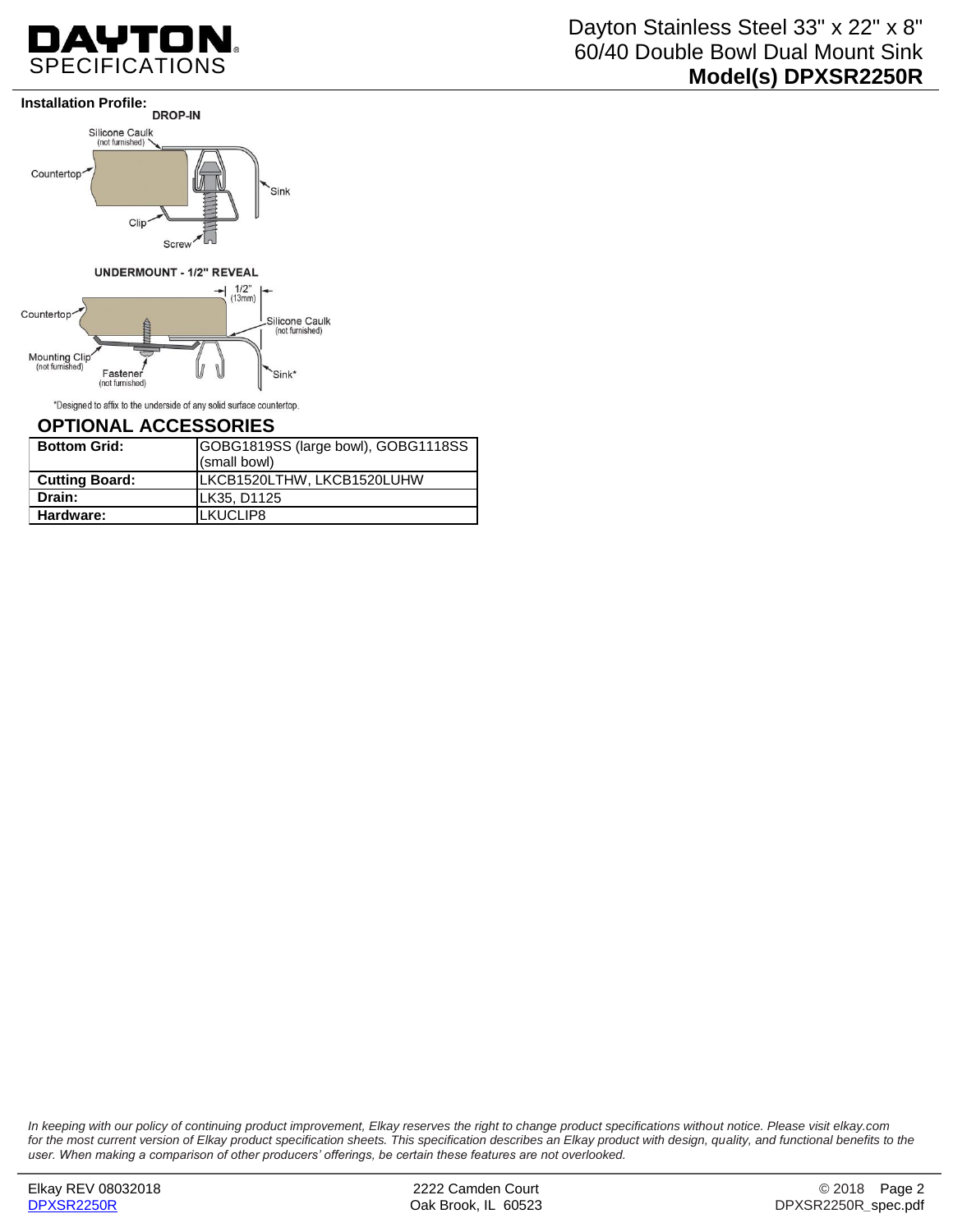**Installation Profile:**

DROP-IN

Silicone Caulk (not furnished)

Countertop

Sink

Clip

Screw

UNDERMOUNT - 1/2" REVEAL

1/2" (13mm)

Countertop

Silicone Caulk (not furnished)

Mounting Clip (not furnished)

Fastener (not furnished)

Sink*

*Designed to affix to the underside of any solid surface countertop.

## OPTIONAL ACCESSORIES

| | |
|---|---|
| **Bottom Grid:** | GOBG1819SS (large bowl), GOBG1118SS (small bowl) |
| **Cutting Board:** | LKCB1520LTHW, LKCB1520LUHW |
| **Drain:** | LK35, D1125 |
| **Hardware:** | LKUCLIP8 |

*In keeping with our policy of continuing product improvement, Elkay reserves the right to change product specifications without notice. Please visit elkay.com for the most current version of Elkay product specification sheets. This specification describes an Elkay product with design, quality, and functional benefits to the user. When making a comparison of other producers' offerings, be certain these features are not overlooked.*